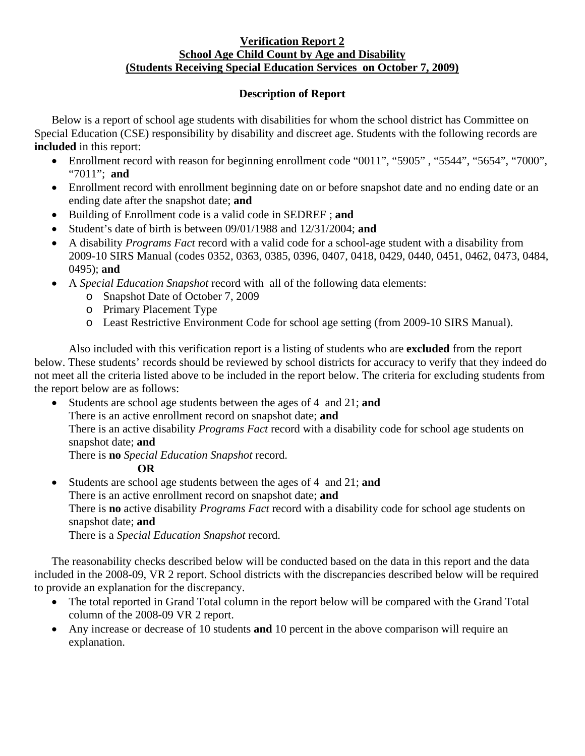**Verification Report 2**
**School Age Child Count by Age and Disability**
**(Students Receiving Special Education Services on October 7, 2009)**

**Description of Report**

Below is a report of school age students with disabilities for whom the school district has Committee on Special Education (CSE) responsibility by disability and discreet age. Students with the following records are **included** in this report:

- Enrollment record with reason for beginning enrollment code "0011", "5905" , "5544", "5654", "7000", "7011"; **and**
- Enrollment record with enrollment beginning date on or before snapshot date and no ending date or an ending date after the snapshot date; **and**
- Building of Enrollment code is a valid code in SEDREF ; **and**
- Student's date of birth is between 09/01/1988 and 12/31/2004; **and**
- A disability *Programs Fact* record with a valid code for a school-age student with a disability from 2009-10 SIRS Manual (codes 0352, 0363, 0385, 0396, 0407, 0418, 0429, 0440, 0451, 0462, 0473, 0484, 0495); **and**
- A *Special Education Snapshot* record with all of the following data elements:
  - Snapshot Date of October 7, 2009
  - Primary Placement Type
  - Least Restrictive Environment Code for school age setting (from 2009-10 SIRS Manual).

Also included with this verification report is a listing of students who are **excluded** from the report below. These students' records should be reviewed by school districts for accuracy to verify that they indeed do not meet all the criteria listed above to be included in the report below. The criteria for excluding students from the report below are as follows:

- Students are school age students between the ages of 4 and 21; **and**
  There is an active enrollment record on snapshot date; **and**
  There is an active disability *Programs Fact* record with a disability code for school age students on snapshot date; **and**
  There is **no** *Special Education Snapshot* record.

  **OR**

- Students are school age students between the ages of 4 and 21; **and**
  There is an active enrollment record on snapshot date; **and**
  There is **no** active disability *Programs Fact* record with a disability code for school age students on snapshot date; **and**
  There is a *Special Education Snapshot* record.

The reasonability checks described below will be conducted based on the data in this report and the data included in the 2008-09, VR 2 report. School districts with the discrepancies described below will be required to provide an explanation for the discrepancy.

- The total reported in Grand Total column in the report below will be compared with the Grand Total column of the 2008-09 VR 2 report.
- Any increase or decrease of 10 students **and** 10 percent in the above comparison will require an explanation.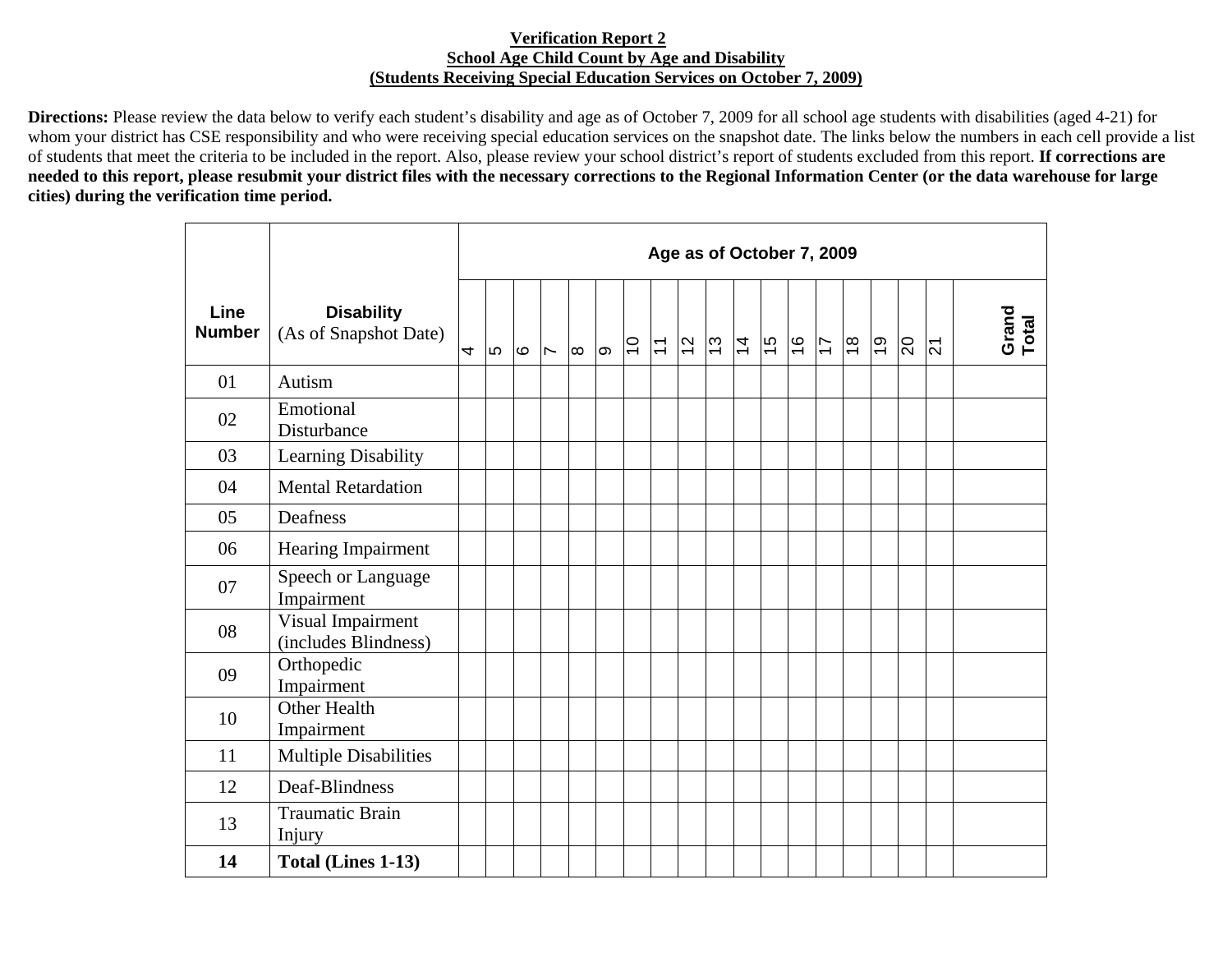**Verification Report 2**
**School Age Child Count by Age and Disability**
**(Students Receiving Special Education Services on October 7, 2009)**

**Directions:** Please review the data below to verify each student's disability and age as of October 7, 2009 for all school age students with disabilities (aged 4-21) for whom your district has CSE responsibility and who were receiving special education services on the snapshot date. The links below the numbers in each cell provide a list of students that meet the criteria to be included in the report. Also, please review your school district's report of students excluded from this report. **If corrections are needed to this report, please resubmit your district files with the necessary corrections to the Regional Information Center (or the data warehouse for large cities) during the verification time period.**

| Line Number | Disability (As of Snapshot Date) | Age as of October 7, 2009 | | | | | | | | | | | | | | | | | | |
|---|---|---|---|---|---|---|---|---|---|---|---|---|---|---|---|---|---|---|---|---|
| | | 4 | 5 | 6 | 7 | 8 | 9 | 10 | 11 | 12 | 13 | 14 | 15 | 16 | 17 | 18 | 19 | 20 | 21 | Grand Total |
| 01 | Autism | | | | | | | | | | | | | | | | | | | |
| 02 | Emotional Disturbance | | | | | | | | | | | | | | | | | | | |
| 03 | Learning Disability | | | | | | | | | | | | | | | | | | | |
| 04 | Mental Retardation | | | | | | | | | | | | | | | | | | | |
| 05 | Deafness | | | | | | | | | | | | | | | | | | | |
| 06 | Hearing Impairment | | | | | | | | | | | | | | | | | | | |
| 07 | Speech or Language Impairment | | | | | | | | | | | | | | | | | | | |
| 08 | Visual Impairment (includes Blindness) | | | | | | | | | | | | | | | | | | | |
| 09 | Orthopedic Impairment | | | | | | | | | | | | | | | | | | | |
| 10 | Other Health Impairment | | | | | | | | | | | | | | | | | | | |
| 11 | Multiple Disabilities | | | | | | | | | | | | | | | | | | | |
| 12 | Deaf-Blindness | | | | | | | | | | | | | | | | | | | |
| 13 | Traumatic Brain Injury | | | | | | | | | | | | | | | | | | | |
| **14** | **Total (Lines 1-13)** | | | | | | | | | | | | | | | | | | | |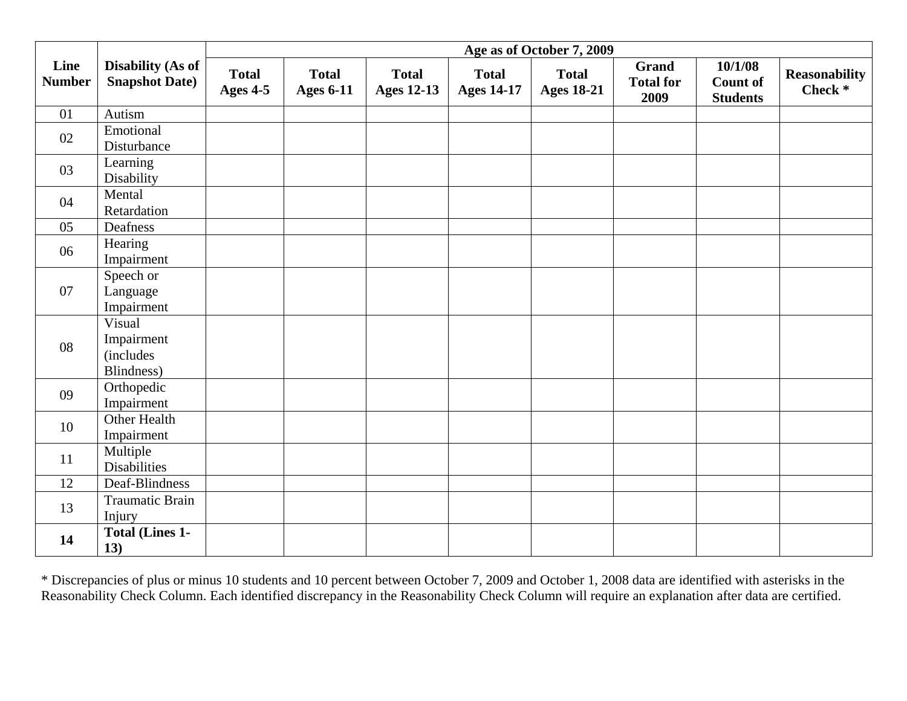| Line Number | Disability (As of Snapshot Date) | Age as of October 7, 2009 | | | | | | | |
|---|---|---|---|---|---|---|---|---|---|
| | | Total Ages 4-5 | Total Ages 6-11 | Total Ages 12-13 | Total Ages 14-17 | Total Ages 18-21 | Grand Total for 2009 | 10/1/08 Count of Students | Reasonability Check * |
| 01 | Autism | | | | | | | | |
| 02 | Emotional Disturbance | | | | | | | | |
| 03 | Learning Disability | | | | | | | | |
| 04 | Mental Retardation | | | | | | | | |
| 05 | Deafness | | | | | | | | |
| 06 | Hearing Impairment | | | | | | | | |
| 07 | Speech or Language Impairment | | | | | | | | |
| 08 | Visual Impairment (includes Blindness) | | | | | | | | |
| 09 | Orthopedic Impairment | | | | | | | | |
| 10 | Other Health Impairment | | | | | | | | |
| 11 | Multiple Disabilities | | | | | | | | |
| 12 | Deaf-Blindness | | | | | | | | |
| 13 | Traumatic Brain Injury | | | | | | | | |
| **14** | **Total (Lines 1-13)** | | | | | | | | |

* Discrepancies of plus or minus 10 students and 10 percent between October 7, 2009 and October 1, 2008 data are identified with asterisks in the Reasonability Check Column. Each identified discrepancy in the Reasonability Check Column will require an explanation after data are certified.